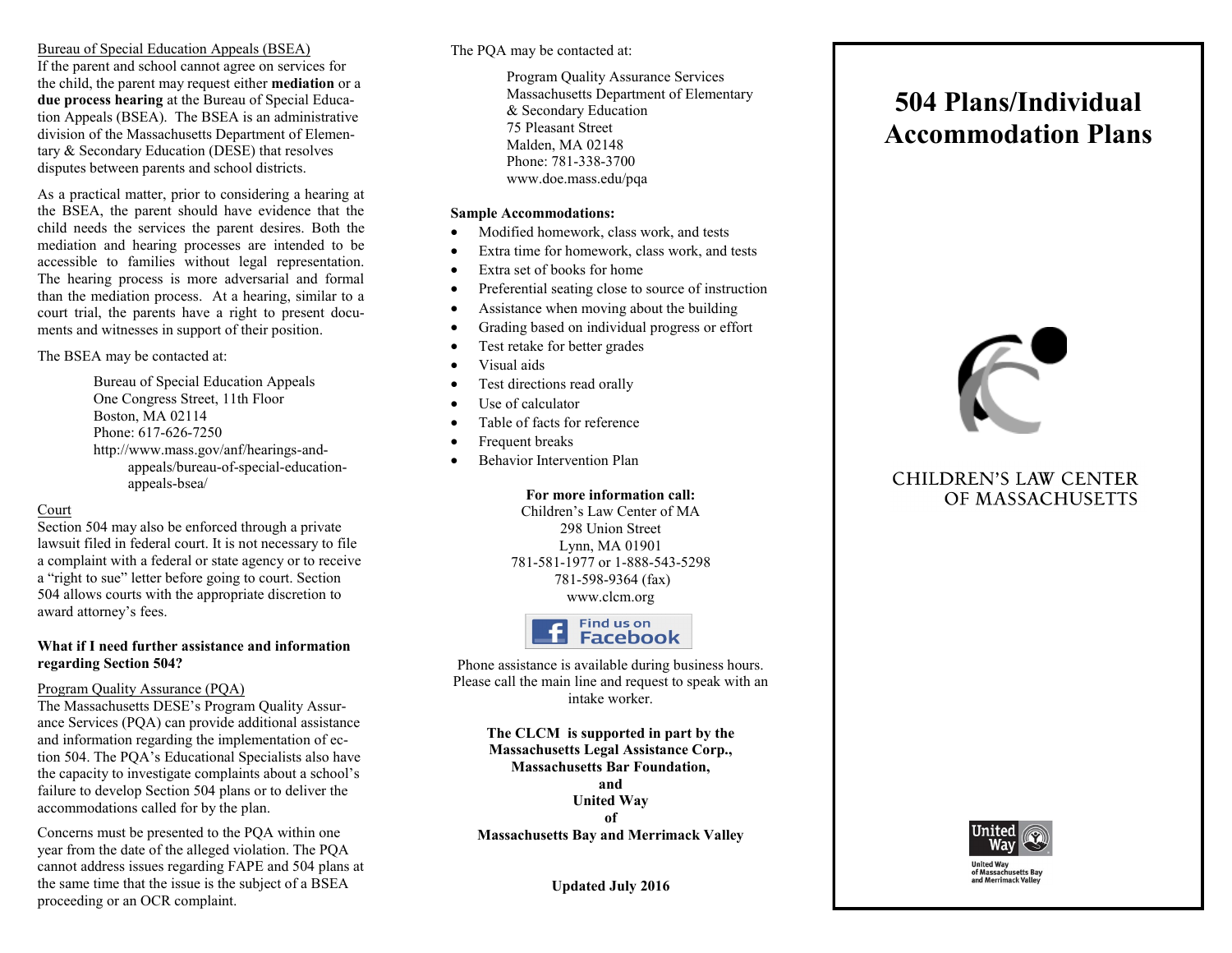Bureau of Special Education Appeals (BSEA)

If the parent and school cannot agree on services for the child, the parent may request either **mediation** or a **due process hearing** at the Bureau of Special Education Appeals (BSEA). The BSEA is an administrative division of the Massachusetts Department of Elementary & Secondary Education (DESE) that resolves disputes between parents and school districts.

As a practical matter, prior to considering a hearing at the BSEA, the parent should have evidence that the child needs the services the parent desires. Both the mediation and hearing processes are intended to be accessible to families without legal representation. The hearing process is more adversarial and formal than the mediation process. At a hearing, similar to a court trial, the parents have a right to present documents and witnesses in support of their position.

The BSEA may be contacted at:

> Bureau of Special Education Appeals
> One Congress Street, 11th Floor
> Boston, MA 02114
> Phone: 617-626-7250
> http://www.mass.gov/anf/hearings-and-appeals/bureau-of-special-education-appeals-bsea/

Court

Section 504 may also be enforced through a private lawsuit filed in federal court. It is not necessary to file a complaint with a federal or state agency or to receive a "right to sue" letter before going to court. Section 504 allows courts with the appropriate discretion to award attorney's fees.

**What if I need further assistance and information regarding Section 504?**

Program Quality Assurance (PQA)

The Massachusetts DESE's Program Quality Assurance Services (PQA) can provide additional assistance and information regarding the implementation of ection 504. The PQA's Educational Specialists also have the capacity to investigate complaints about a school's failure to develop Section 504 plans or to deliver the accommodations called for by the plan.

Concerns must be presented to the PQA within one year from the date of the alleged violation. The PQA cannot address issues regarding FAPE and 504 plans at the same time that the issue is the subject of a BSEA proceeding or an OCR complaint.

The PQA may be contacted at:

> Program Quality Assurance Services
> Massachusetts Department of Elementary & Secondary Education
> 75 Pleasant Street
> Malden, MA 02148
> Phone: 781-338-3700
> www.doe.mass.edu/pqa

**Sample Accommodations:**

- Modified homework, class work, and tests
- Extra time for homework, class work, and tests
- Extra set of books for home
- Preferential seating close to source of instruction
- Assistance when moving about the building
- Grading based on individual progress or effort
- Test retake for better grades
- Visual aids
- Test directions read orally
- Use of calculator
- Table of facts for reference
- Frequent breaks
- Behavior Intervention Plan

**For more information call:**
Children's Law Center of MA
298 Union Street
Lynn, MA 01901
781-581-1977 or 1-888-543-5298
781-598-9364 (fax)
www.clcm.org

Find us on Facebook

Phone assistance is available during business hours. Please call the main line and request to speak with an intake worker.

**The CLCM is supported in part by the Massachusetts Legal Assistance Corp., Massachusetts Bar Foundation, and United Way of Massachusetts Bay and Merrimack Valley**

**Updated July 2016**

# 504 Plans/Individual Accommodation Plans

CHILDREN'S LAW CENTER OF MASSACHUSETTS

United Way of Massachusetts Bay and Merrimack Valley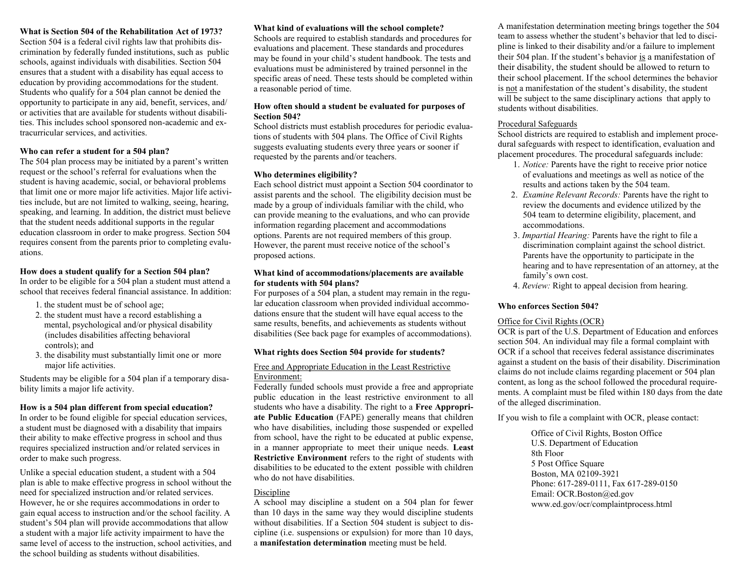**What is Section 504 of the Rehabilitation Act of 1973?**

Section 504 is a federal civil rights law that prohibits discrimination by federally funded institutions, such as public schools, against individuals with disabilities. Section 504 ensures that a student with a disability has equal access to education by providing accommodations for the student. Students who qualify for a 504 plan cannot be denied the opportunity to participate in any aid, benefit, services, and/or activities that are available for students without disabilities. This includes school sponsored non-academic and extracurricular services, and activities.

**Who can refer a student for a 504 plan?**

The 504 plan process may be initiated by a parent's written request or the school's referral for evaluations when the student is having academic, social, or behavioral problems that limit one or more major life activities. Major life activities include, but are not limited to walking, seeing, hearing, speaking, and learning. In addition, the district must believe that the student needs additional supports in the regular education classroom in order to make progress. Section 504 requires consent from the parents prior to completing evaluations.

**How does a student qualify for a Section 504 plan?**

In order to be eligible for a 504 plan a student must attend a school that receives federal financial assistance. In addition:

1. the student must be of school age;
2. the student must have a record establishing a mental, psychological and/or physical disability (includes disabilities affecting behavioral controls); and
3. the disability must substantially limit one or more major life activities.

Students may be eligible for a 504 plan if a temporary disability limits a major life activity.

**How is a 504 plan different from special education?**

In order to be found eligible for special education services, a student must be diagnosed with a disability that impairs their ability to make effective progress in school and thus requires specialized instruction and/or related services in order to make such progress.

Unlike a special education student, a student with a 504 plan is able to make effective progress in school without the need for specialized instruction and/or related services. However, he or she requires accommodations in order to gain equal access to instruction and/or the school facility. A student's 504 plan will provide accommodations that allow a student with a major life activity impairment to have the same level of access to the instruction, school activities, and the school building as students without disabilities.

**What kind of evaluations will the school complete?**

Schools are required to establish standards and procedures for evaluations and placement. These standards and procedures may be found in your child's student handbook. The tests and evaluations must be administered by trained personnel in the specific areas of need. These tests should be completed within a reasonable period of time.

**How often should a student be evaluated for purposes of Section 504?**

School districts must establish procedures for periodic evaluations of students with 504 plans. The Office of Civil Rights suggests evaluating students every three years or sooner if requested by the parents and/or teachers.

**Who determines eligibility?**

Each school district must appoint a Section 504 coordinator to assist parents and the school. The eligibility decision must be made by a group of individuals familiar with the child, who can provide meaning to the evaluations, and who can provide information regarding placement and accommodations options. Parents are not required members of this group. However, the parent must receive notice of the school's proposed actions.

**What kind of accommodations/placements are available for students with 504 plans?**

For purposes of a 504 plan, a student may remain in the regular education classroom when provided individual accommodations ensure that the student will have equal access to the same results, benefits, and achievements as students without disabilities (See back page for examples of accommodations).

**What rights does Section 504 provide for students?**

Free and Appropriate Education in the Least Restrictive Environment:

Federally funded schools must provide a free and appropriate public education in the least restrictive environment to all students who have a disability. The right to a **Free Appropriate Public Education** (FAPE) generally means that children who have disabilities, including those suspended or expelled from school, have the right to be educated at public expense, in a manner appropriate to meet their unique needs. **Least Restrictive Environment** refers to the right of students with disabilities to be educated to the extent possible with children who do not have disabilities.

Discipline

A school may discipline a student on a 504 plan for fewer than 10 days in the same way they would discipline students without disabilities. If a Section 504 student is subject to discipline (i.e. suspensions or expulsion) for more than 10 days, a **manifestation determination** meeting must be held.

A manifestation determination meeting brings together the 504 team to assess whether the student's behavior that led to discipline is linked to their disability and/or a failure to implement their 504 plan. If the student's behavior is a manifestation of their disability, the student should be allowed to return to their school placement. If the school determines the behavior is not a manifestation of the student's disability, the student will be subject to the same disciplinary actions that apply to students without disabilities.

Procedural Safeguards

School districts are required to establish and implement procedural safeguards with respect to identification, evaluation and placement procedures. The procedural safeguards include:

1. *Notice:* Parents have the right to receive prior notice of evaluations and meetings as well as notice of the results and actions taken by the 504 team.
2. *Examine Relevant Records:* Parents have the right to review the documents and evidence utilized by the 504 team to determine eligibility, placement, and accommodations.
3. *Impartial Hearing:* Parents have the right to file a discrimination complaint against the school district. Parents have the opportunity to participate in the hearing and to have representation of an attorney, at the family's own cost.
4. *Review:* Right to appeal decision from hearing.

**Who enforces Section 504?**

Office for Civil Rights (OCR)

OCR is part of the U.S. Department of Education and enforces section 504. An individual may file a formal complaint with OCR if a school that receives federal assistance discriminates against a student on the basis of their disability. Discrimination claims do not include claims regarding placement or 504 plan content, as long as the school followed the procedural requirements. A complaint must be filed within 180 days from the date of the alleged discrimination.

If you wish to file a complaint with OCR, please contact:

Office of Civil Rights, Boston Office
U.S. Department of Education
8th Floor
5 Post Office Square
Boston, MA 02109-3921
Phone: 617-289-0111, Fax 617-289-0150
Email: OCR.Boston@ed.gov
www.ed.gov/ocr/complaintprocess.html